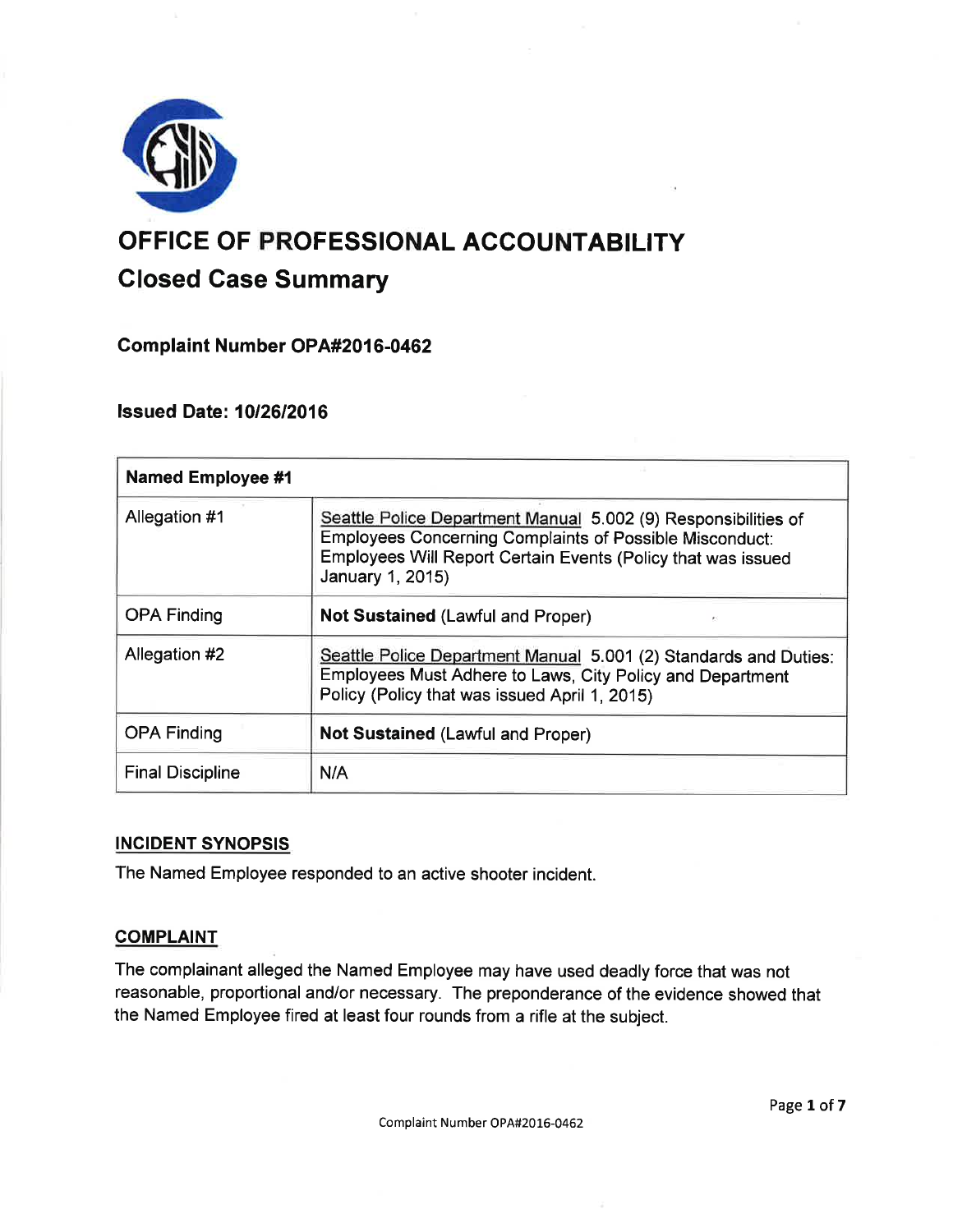# OFFICE OF PROFESSIONAL ACCOUNTABILITY

## Closed Case Summary

### Complaint Number OPA#2016-0462

### Issued Date: 10/26/2016

| **Named Employee #1** | |
|---|---|
| Allegation #1 | Seattle Police Department Manual 5.002 (9) Responsibilities of Employees Concerning Complaints of Possible Misconduct: Employees Will Report Certain Events (Policy that was issued January 1, 2015) |
| OPA Finding | **Not Sustained** (Lawful and Proper) |
| Allegation #2 | Seattle Police Department Manual 5.001 (2) Standards and Duties: Employees Must Adhere to Laws, City Policy and Department Policy (Policy that was issued April 1, 2015) |
| OPA Finding | **Not Sustained** (Lawful and Proper) |
| Final Discipline | N/A |

**INCIDENT SYNOPSIS**

The Named Employee responded to an active shooter incident.

**COMPLAINT**

The complainant alleged the Named Employee may have used deadly force that was not reasonable, proportional and/or necessary. The preponderance of the evidence showed that the Named Employee fired at least four rounds from a rifle at the subject.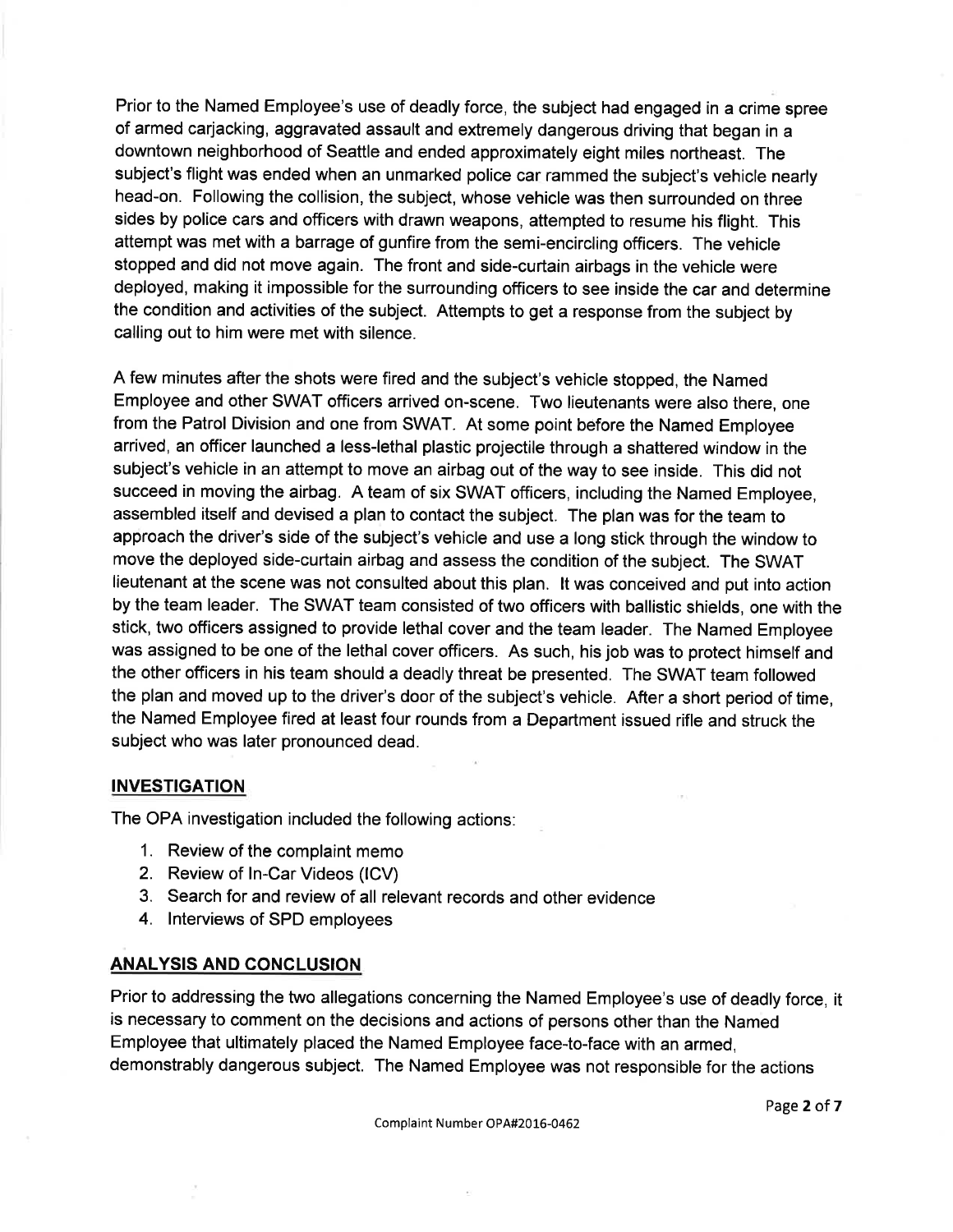Prior to the Named Employee's use of deadly force, the subject had engaged in a crime spree of armed carjacking, aggravated assault and extremely dangerous driving that began in a downtown neighborhood of Seattle and ended approximately eight miles northeast. The subject's flight was ended when an unmarked police car rammed the subject's vehicle nearly head-on. Following the collision, the subject, whose vehicle was then surrounded on three sides by police cars and officers with drawn weapons, attempted to resume his flight. This attempt was met with a barrage of gunfire from the semi-encircling officers. The vehicle stopped and did not move again. The front and side-curtain airbags in the vehicle were deployed, making it impossible for the surrounding officers to see inside the car and determine the condition and activities of the subject. Attempts to get a response from the subject by calling out to him were met with silence.

A few minutes after the shots were fired and the subject's vehicle stopped, the Named Employee and other SWAT officers arrived on-scene. Two lieutenants were also there, one from the Patrol Division and one from SWAT. At some point before the Named Employee arrived, an officer launched a less-lethal plastic projectile through a shattered window in the subject's vehicle in an attempt to move an airbag out of the way to see inside. This did not succeed in moving the airbag. A team of six SWAT officers, including the Named Employee, assembled itself and devised a plan to contact the subject. The plan was for the team to approach the driver's side of the subject's vehicle and use a long stick through the window to move the deployed side-curtain airbag and assess the condition of the subject. The SWAT lieutenant at the scene was not consulted about this plan. It was conceived and put into action by the team leader. The SWAT team consisted of two officers with ballistic shields, one with the stick, two officers assigned to provide lethal cover and the team leader. The Named Employee was assigned to be one of the lethal cover officers. As such, his job was to protect himself and the other officers in his team should a deadly threat be presented. The SWAT team followed the plan and moved up to the driver's door of the subject's vehicle. After a short period of time, the Named Employee fired at least four rounds from a Department issued rifle and struck the subject who was later pronounced dead.

## INVESTIGATION

The OPA investigation included the following actions:

1. Review of the complaint memo
2. Review of In-Car Videos (ICV)
3. Search for and review of all relevant records and other evidence
4. Interviews of SPD employees

## ANALYSIS AND CONCLUSION

Prior to addressing the two allegations concerning the Named Employee's use of deadly force, it is necessary to comment on the decisions and actions of persons other than the Named Employee that ultimately placed the Named Employee face-to-face with an armed, demonstrably dangerous subject. The Named Employee was not responsible for the actions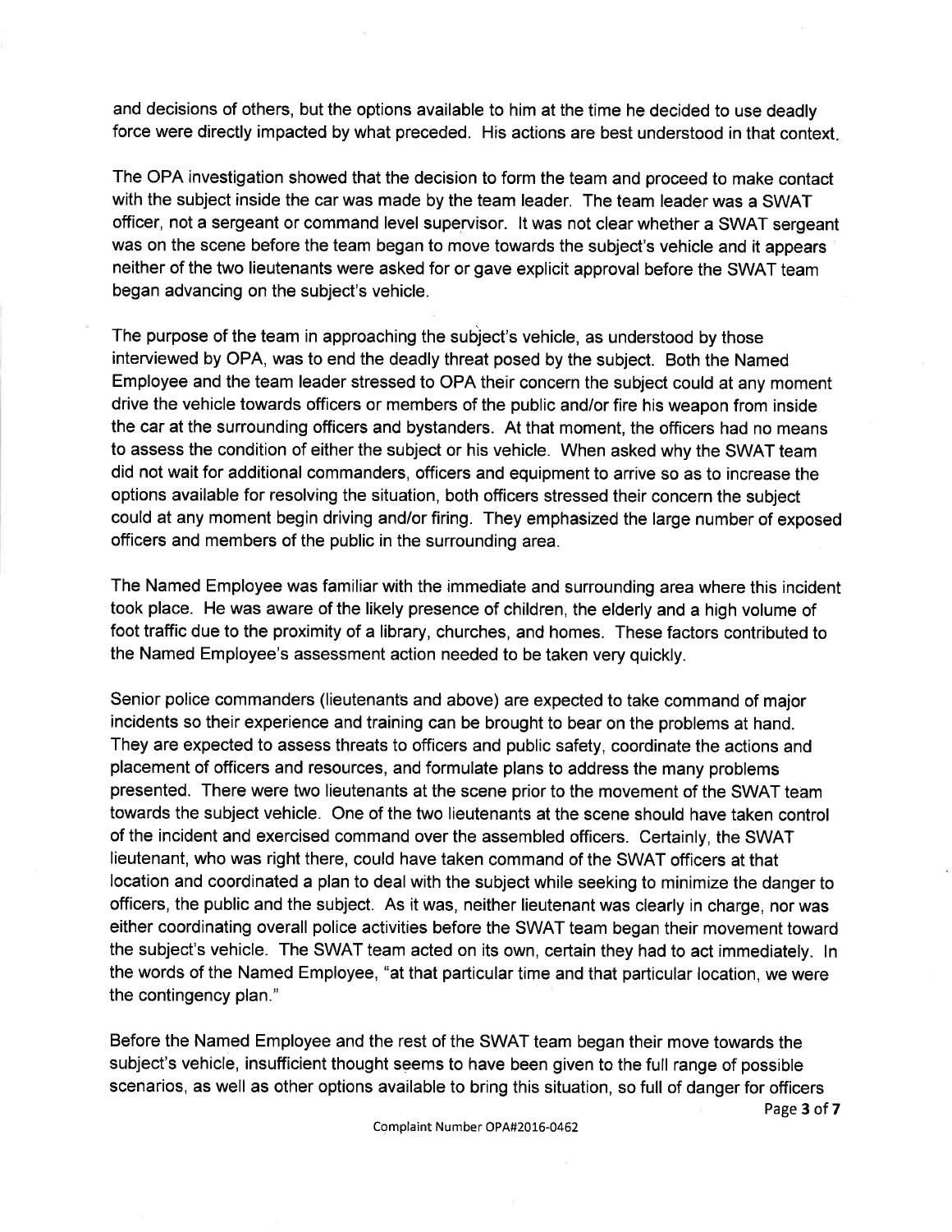and decisions of others, but the options available to him at the time he decided to use deadly force were directly impacted by what preceded. His actions are best understood in that context.

The OPA investigation showed that the decision to form the team and proceed to make contact with the subject inside the car was made by the team leader. The team leader was a SWAT officer, not a sergeant or command level supervisor. It was not clear whether a SWAT sergeant was on the scene before the team began to move towards the subject's vehicle and it appears neither of the two lieutenants were asked for or gave explicit approval before the SWAT team began advancing on the subject's vehicle.

The purpose of the team in approaching the subject's vehicle, as understood by those interviewed by OPA, was to end the deadly threat posed by the subject. Both the Named Employee and the team leader stressed to OPA their concern the subject could at any moment drive the vehicle towards officers or members of the public and/or fire his weapon from inside the car at the surrounding officers and bystanders. At that moment, the officers had no means to assess the condition of either the subject or his vehicle. When asked why the SWAT team did not wait for additional commanders, officers and equipment to arrive so as to increase the options available for resolving the situation, both officers stressed their concern the subject could at any moment begin driving and/or firing. They emphasized the large number of exposed officers and members of the public in the surrounding area.

The Named Employee was familiar with the immediate and surrounding area where this incident took place. He was aware of the likely presence of children, the elderly and a high volume of foot traffic due to the proximity of a library, churches, and homes. These factors contributed to the Named Employee's assessment action needed to be taken very quickly.

Senior police commanders (lieutenants and above) are expected to take command of major incidents so their experience and training can be brought to bear on the problems at hand. They are expected to assess threats to officers and public safety, coordinate the actions and placement of officers and resources, and formulate plans to address the many problems presented. There were two lieutenants at the scene prior to the movement of the SWAT team towards the subject vehicle. One of the two lieutenants at the scene should have taken control of the incident and exercised command over the assembled officers. Certainly, the SWAT lieutenant, who was right there, could have taken command of the SWAT officers at that location and coordinated a plan to deal with the subject while seeking to minimize the danger to officers, the public and the subject. As it was, neither lieutenant was clearly in charge, nor was either coordinating overall police activities before the SWAT team began their movement toward the subject's vehicle. The SWAT team acted on its own, certain they had to act immediately. In the words of the Named Employee, "at that particular time and that particular location, we were the contingency plan."

Before the Named Employee and the rest of the SWAT team began their move towards the subject's vehicle, insufficient thought seems to have been given to the full range of possible scenarios, as well as other options available to bring this situation, so full of danger for officers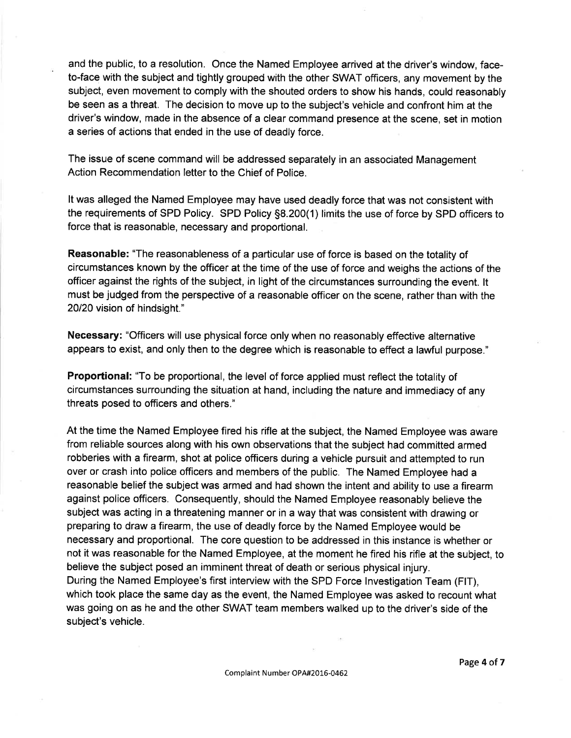and the public, to a resolution. Once the Named Employee arrived at the driver's window, face-to-face with the subject and tightly grouped with the other SWAT officers, any movement by the subject, even movement to comply with the shouted orders to show his hands, could reasonably be seen as a threat. The decision to move up to the subject's vehicle and confront him at the driver's window, made in the absence of a clear command presence at the scene, set in motion a series of actions that ended in the use of deadly force.

The issue of scene command will be addressed separately in an associated Management Action Recommendation letter to the Chief of Police.

It was alleged the Named Employee may have used deadly force that was not consistent with the requirements of SPD Policy. SPD Policy §8.200(1) limits the use of force by SPD officers to force that is reasonable, necessary and proportional.

**Reasonable:** "The reasonableness of a particular use of force is based on the totality of circumstances known by the officer at the time of the use of force and weighs the actions of the officer against the rights of the subject, in light of the circumstances surrounding the event. It must be judged from the perspective of a reasonable officer on the scene, rather than with the 20/20 vision of hindsight."

**Necessary:** "Officers will use physical force only when no reasonably effective alternative appears to exist, and only then to the degree which is reasonable to effect a lawful purpose."

**Proportional:** "To be proportional, the level of force applied must reflect the totality of circumstances surrounding the situation at hand, including the nature and immediacy of any threats posed to officers and others."

At the time the Named Employee fired his rifle at the subject, the Named Employee was aware from reliable sources along with his own observations that the subject had committed armed robberies with a firearm, shot at police officers during a vehicle pursuit and attempted to run over or crash into police officers and members of the public. The Named Employee had a reasonable belief the subject was armed and had shown the intent and ability to use a firearm against police officers. Consequently, should the Named Employee reasonably believe the subject was acting in a threatening manner or in a way that was consistent with drawing or preparing to draw a firearm, the use of deadly force by the Named Employee would be necessary and proportional. The core question to be addressed in this instance is whether or not it was reasonable for the Named Employee, at the moment he fired his rifle at the subject, to believe the subject posed an imminent threat of death or serious physical injury.
During the Named Employee's first interview with the SPD Force Investigation Team (FIT), which took place the same day as the event, the Named Employee was asked to recount what was going on as he and the other SWAT team members walked up to the driver's side of the subject's vehicle.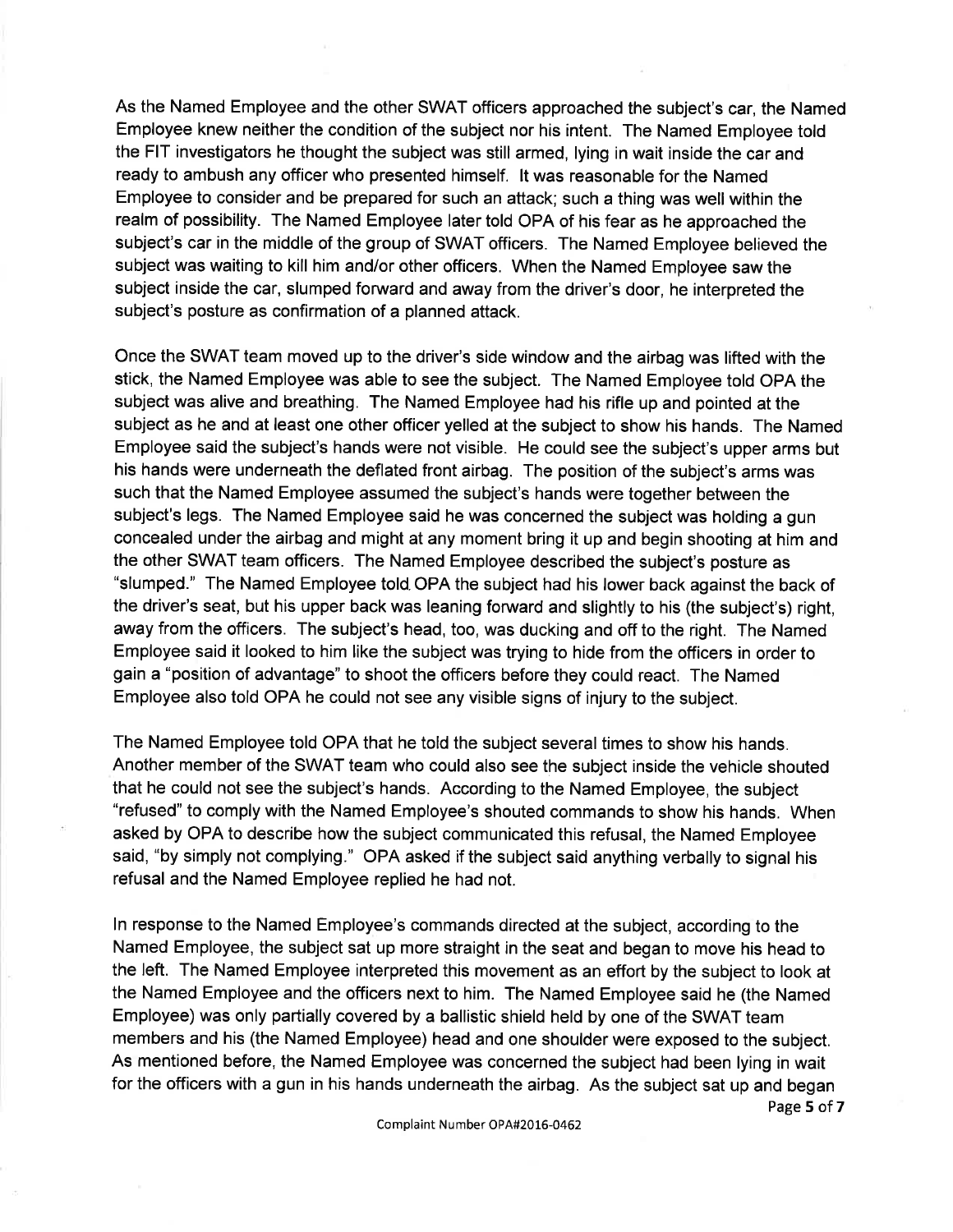As the Named Employee and the other SWAT officers approached the subject's car, the Named Employee knew neither the condition of the subject nor his intent. The Named Employee told the FIT investigators he thought the subject was still armed, lying in wait inside the car and ready to ambush any officer who presented himself. It was reasonable for the Named Employee to consider and be prepared for such an attack; such a thing was well within the realm of possibility. The Named Employee later told OPA of his fear as he approached the subject's car in the middle of the group of SWAT officers. The Named Employee believed the subject was waiting to kill him and/or other officers. When the Named Employee saw the subject inside the car, slumped forward and away from the driver's door, he interpreted the subject's posture as confirmation of a planned attack.

Once the SWAT team moved up to the driver's side window and the airbag was lifted with the stick, the Named Employee was able to see the subject. The Named Employee told OPA the subject was alive and breathing. The Named Employee had his rifle up and pointed at the subject as he and at least one other officer yelled at the subject to show his hands. The Named Employee said the subject's hands were not visible. He could see the subject's upper arms but his hands were underneath the deflated front airbag. The position of the subject's arms was such that the Named Employee assumed the subject's hands were together between the subject's legs. The Named Employee said he was concerned the subject was holding a gun concealed under the airbag and might at any moment bring it up and begin shooting at him and the other SWAT team officers. The Named Employee described the subject's posture as "slumped." The Named Employee told OPA the subject had his lower back against the back of the driver's seat, but his upper back was leaning forward and slightly to his (the subject's) right, away from the officers. The subject's head, too, was ducking and off to the right. The Named Employee said it looked to him like the subject was trying to hide from the officers in order to gain a "position of advantage" to shoot the officers before they could react. The Named Employee also told OPA he could not see any visible signs of injury to the subject.

The Named Employee told OPA that he told the subject several times to show his hands. Another member of the SWAT team who could also see the subject inside the vehicle shouted that he could not see the subject's hands. According to the Named Employee, the subject "refused" to comply with the Named Employee's shouted commands to show his hands. When asked by OPA to describe how the subject communicated this refusal, the Named Employee said, "by simply not complying." OPA asked if the subject said anything verbally to signal his refusal and the Named Employee replied he had not.

In response to the Named Employee's commands directed at the subject, according to the Named Employee, the subject sat up more straight in the seat and began to move his head to the left. The Named Employee interpreted this movement as an effort by the subject to look at the Named Employee and the officers next to him. The Named Employee said he (the Named Employee) was only partially covered by a ballistic shield held by one of the SWAT team members and his (the Named Employee) head and one shoulder were exposed to the subject. As mentioned before, the Named Employee was concerned the subject had been lying in wait for the officers with a gun in his hands underneath the airbag. As the subject sat up and began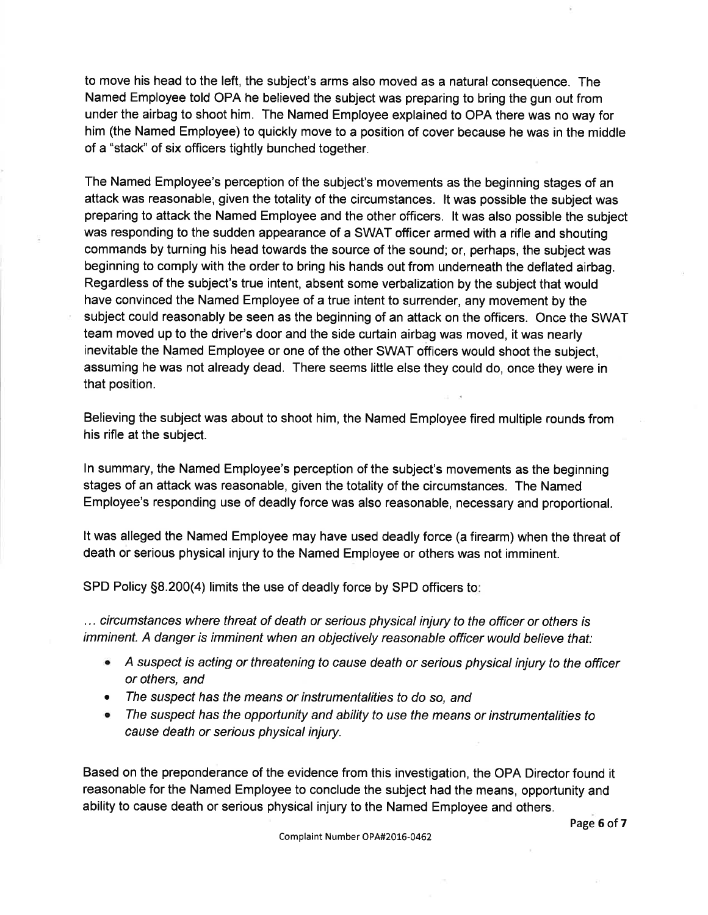to move his head to the left, the subject's arms also moved as a natural consequence. The Named Employee told OPA he believed the subject was preparing to bring the gun out from under the airbag to shoot him. The Named Employee explained to OPA there was no way for him (the Named Employee) to quickly move to a position of cover because he was in the middle of a "stack" of six officers tightly bunched together.

The Named Employee's perception of the subject's movements as the beginning stages of an attack was reasonable, given the totality of the circumstances. It was possible the subject was preparing to attack the Named Employee and the other officers. It was also possible the subject was responding to the sudden appearance of a SWAT officer armed with a rifle and shouting commands by turning his head towards the source of the sound; or, perhaps, the subject was beginning to comply with the order to bring his hands out from underneath the deflated airbag. Regardless of the subject's true intent, absent some verbalization by the subject that would have convinced the Named Employee of a true intent to surrender, any movement by the subject could reasonably be seen as the beginning of an attack on the officers. Once the SWAT team moved up to the driver's door and the side curtain airbag was moved, it was nearly inevitable the Named Employee or one of the other SWAT officers would shoot the subject, assuming he was not already dead. There seems little else they could do, once they were in that position.

Believing the subject was about to shoot him, the Named Employee fired multiple rounds from his rifle at the subject.

In summary, the Named Employee's perception of the subject's movements as the beginning stages of an attack was reasonable, given the totality of the circumstances. The Named Employee's responding use of deadly force was also reasonable, necessary and proportional.

It was alleged the Named Employee may have used deadly force (a firearm) when the threat of death or serious physical injury to the Named Employee or others was not imminent.

SPD Policy §8.200(4) limits the use of deadly force by SPD officers to:

*... circumstances where threat of death or serious physical injury to the officer or others is imminent. A danger is imminent when an objectively reasonable officer would believe that:*

- *A suspect is acting or threatening to cause death or serious physical injury to the officer or others, and*
- *The suspect has the means or instrumentalities to do so, and*
- *The suspect has the opportunity and ability to use the means or instrumentalities to cause death or serious physical injury.*

Based on the preponderance of the evidence from this investigation, the OPA Director found it reasonable for the Named Employee to conclude the subject had the means, opportunity and ability to cause death or serious physical injury to the Named Employee and others.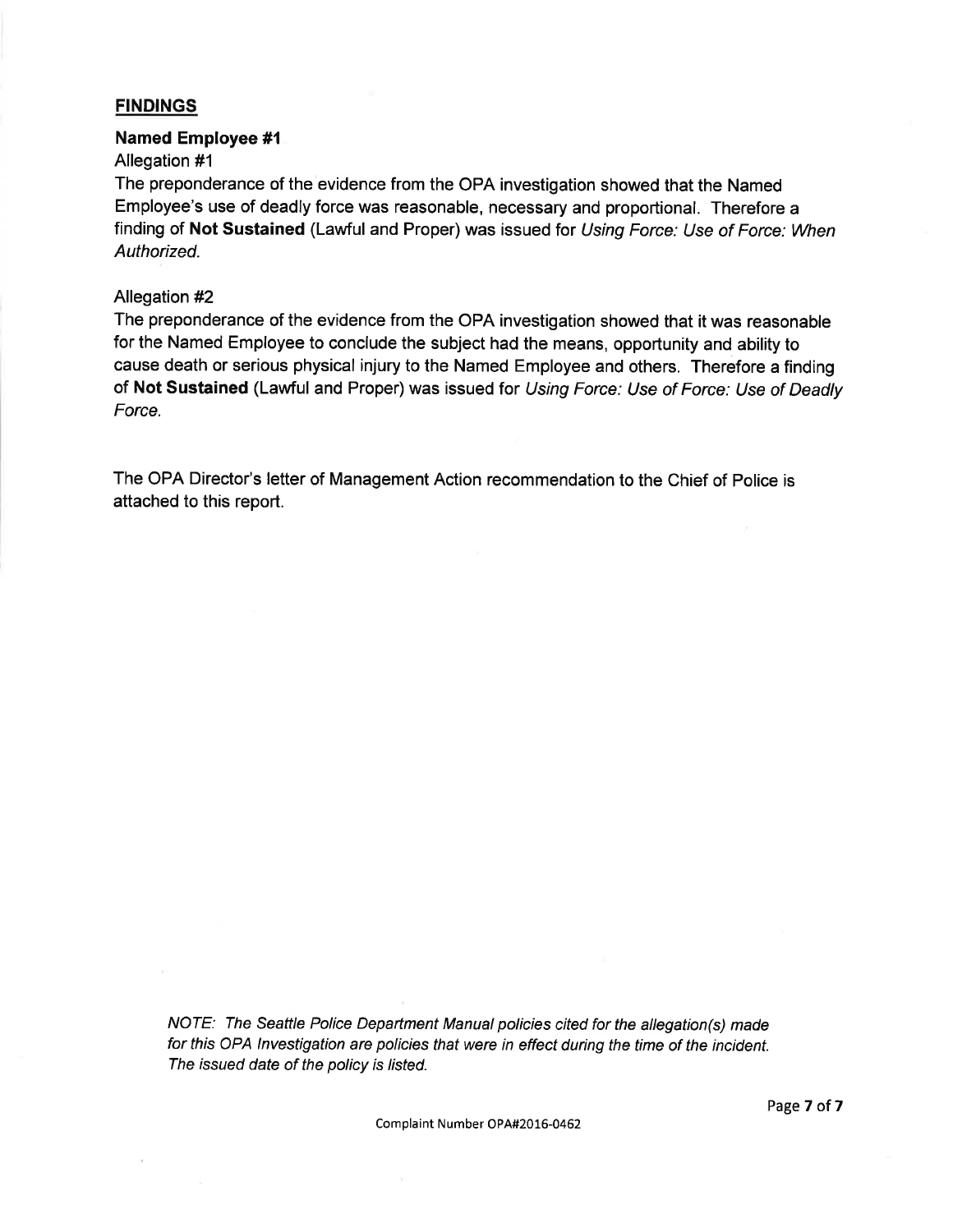## FINDINGS

**Named Employee #1**

Allegation #1

The preponderance of the evidence from the OPA investigation showed that the Named Employee's use of deadly force was reasonable, necessary and proportional. Therefore a finding of **Not Sustained** (Lawful and Proper) was issued for *Using Force: Use of Force: When Authorized.*

Allegation #2

The preponderance of the evidence from the OPA investigation showed that it was reasonable for the Named Employee to conclude the subject had the means, opportunity and ability to cause death or serious physical injury to the Named Employee and others. Therefore a finding of **Not Sustained** (Lawful and Proper) was issued for *Using Force: Use of Force: Use of Deadly Force.*

The OPA Director's letter of Management Action recommendation to the Chief of Police is attached to this report.

*NOTE: The Seattle Police Department Manual policies cited for the allegation(s) made for this OPA Investigation are policies that were in effect during the time of the incident. The issued date of the policy is listed.*

Complaint Number OPA#2016-0462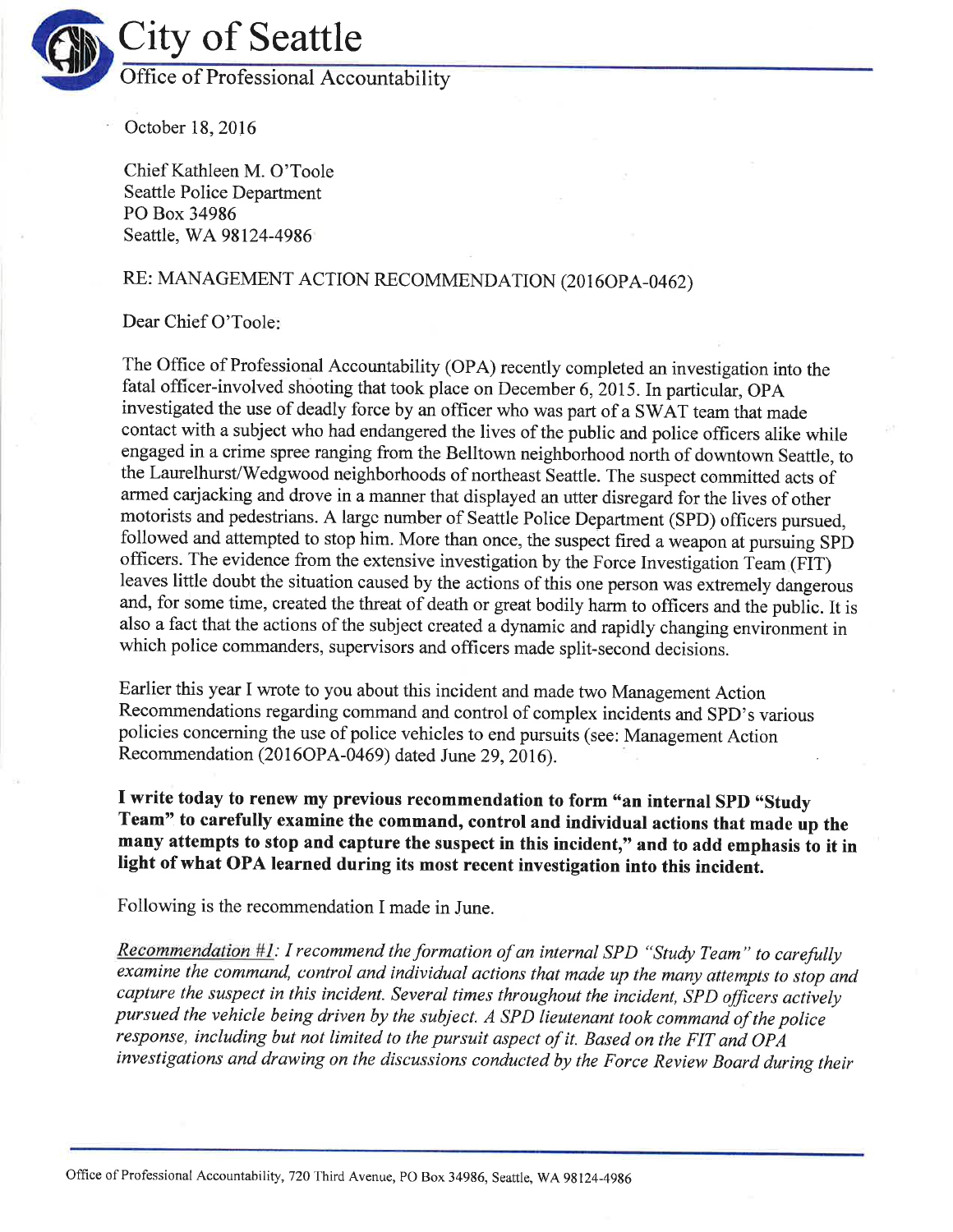# City of Seattle

## Office of Professional Accountability

October 18, 2016

Chief Kathleen M. O'Toole
Seattle Police Department
PO Box 34986
Seattle, WA 98124-4986

RE: MANAGEMENT ACTION RECOMMENDATION (2016OPA-0462)

Dear Chief O'Toole:

The Office of Professional Accountability (OPA) recently completed an investigation into the fatal officer-involved shooting that took place on December 6, 2015. In particular, OPA investigated the use of deadly force by an officer who was part of a SWAT team that made contact with a subject who had endangered the lives of the public and police officers alike while engaged in a crime spree ranging from the Belltown neighborhood north of downtown Seattle, to the Laurelhurst/Wedgwood neighborhoods of northeast Seattle. The suspect committed acts of armed carjacking and drove in a manner that displayed an utter disregard for the lives of other motorists and pedestrians. A large number of Seattle Police Department (SPD) officers pursued, followed and attempted to stop him. More than once, the suspect fired a weapon at pursuing SPD officers. The evidence from the extensive investigation by the Force Investigation Team (FIT) leaves little doubt the situation caused by the actions of this one person was extremely dangerous and, for some time, created the threat of death or great bodily harm to officers and the public. It is also a fact that the actions of the subject created a dynamic and rapidly changing environment in which police commanders, supervisors and officers made split-second decisions.

Earlier this year I wrote to you about this incident and made two Management Action Recommendations regarding command and control of complex incidents and SPD's various policies concerning the use of police vehicles to end pursuits (see: Management Action Recommendation (2016OPA-0469) dated June 29, 2016).

**I write today to renew my previous recommendation to form "an internal SPD "Study Team" to carefully examine the command, control and individual actions that made up the many attempts to stop and capture the suspect in this incident," and to add emphasis to it in light of what OPA learned during its most recent investigation into this incident.**

Following is the recommendation I made in June.

*Recommendation #1: I recommend the formation of an internal SPD "Study Team" to carefully examine the command, control and individual actions that made up the many attempts to stop and capture the suspect in this incident. Several times throughout the incident, SPD officers actively pursued the vehicle being driven by the subject. A SPD lieutenant took command of the police response, including but not limited to the pursuit aspect of it. Based on the FIT and OPA investigations and drawing on the discussions conducted by the Force Review Board during their*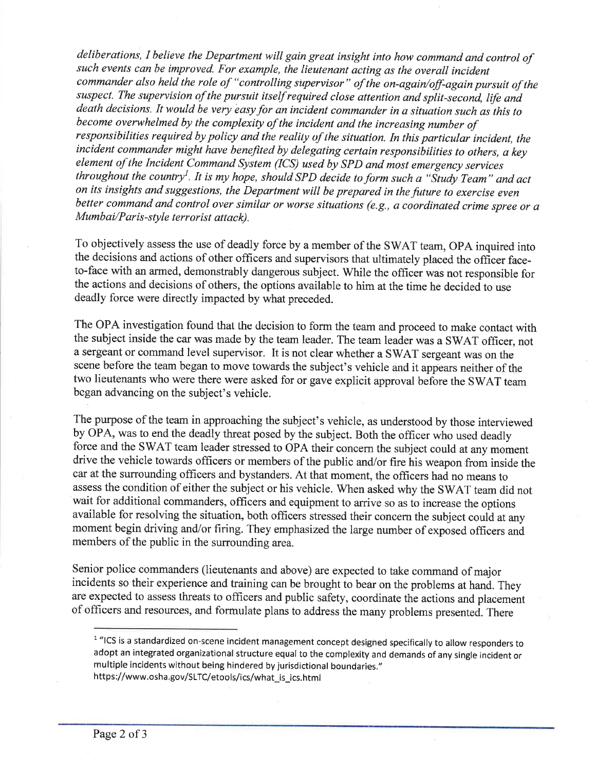*deliberations, I believe the Department will gain great insight into how command and control of such events can be improved. For example, the lieutenant acting as the overall incident commander also held the role of "controlling supervisor" of the on-again/off-again pursuit of the suspect. The supervision of the pursuit itself required close attention and split-second, life and death decisions. It would be very easy for an incident commander in a situation such as this to become overwhelmed by the complexity of the incident and the increasing number of responsibilities required by policy and the reality of the situation. In this particular incident, the incident commander might have benefited by delegating certain responsibilities to others, a key element of the Incident Command System (ICS) used by SPD and most emergency services throughout the country*[1]*. It is my hope, should SPD decide to form such a "Study Team" and act on its insights and suggestions, the Department will be prepared in the future to exercise even better command and control over similar or worse situations (e.g., a coordinated crime spree or a Mumbai/Paris-style terrorist attack).*

To objectively assess the use of deadly force by a member of the SWAT team, OPA inquired into the decisions and actions of other officers and supervisors that ultimately placed the officer face-to-face with an armed, demonstrably dangerous subject. While the officer was not responsible for the actions and decisions of others, the options available to him at the time he decided to use deadly force were directly impacted by what preceded.

The OPA investigation found that the decision to form the team and proceed to make contact with the subject inside the car was made by the team leader. The team leader was a SWAT officer, not a sergeant or command level supervisor. It is not clear whether a SWAT sergeant was on the scene before the team began to move towards the subject's vehicle and it appears neither of the two lieutenants who were there were asked for or gave explicit approval before the SWAT team began advancing on the subject's vehicle.

The purpose of the team in approaching the subject's vehicle, as understood by those interviewed by OPA, was to end the deadly threat posed by the subject. Both the officer who used deadly force and the SWAT team leader stressed to OPA their concern the subject could at any moment drive the vehicle towards officers or members of the public and/or fire his weapon from inside the car at the surrounding officers and bystanders. At that moment, the officers had no means to assess the condition of either the subject or his vehicle. When asked why the SWAT team did not wait for additional commanders, officers and equipment to arrive so as to increase the options available for resolving the situation, both officers stressed their concern the subject could at any moment begin driving and/or firing. They emphasized the large number of exposed officers and members of the public in the surrounding area.

Senior police commanders (lieutenants and above) are expected to take command of major incidents so their experience and training can be brought to bear on the problems at hand. They are expected to assess threats to officers and public safety, coordinate the actions and placement of officers and resources, and formulate plans to address the many problems presented. There

---

[1] "ICS is a standardized on-scene incident management concept designed specifically to allow responders to adopt an integrated organizational structure equal to the complexity and demands of any single incident or multiple incidents without being hindered by jurisdictional boundaries." https://www.osha.gov/SLTC/etools/ics/what_is_ics.html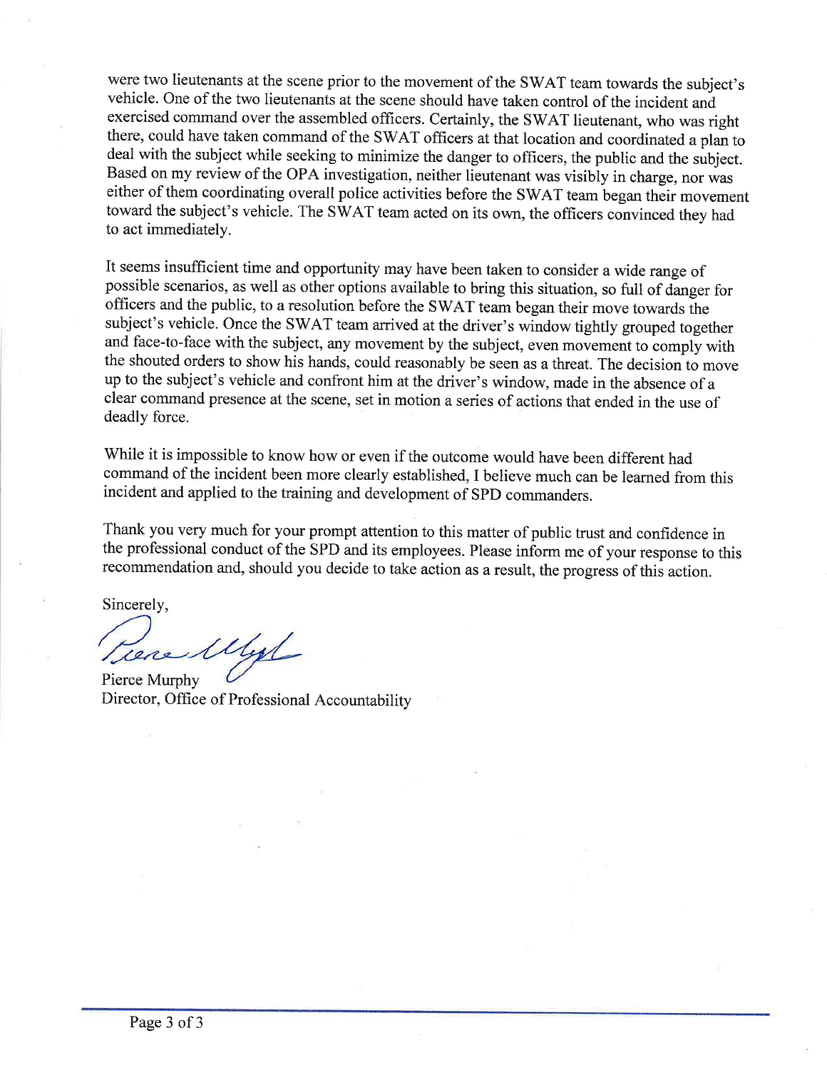were two lieutenants at the scene prior to the movement of the SWAT team towards the subject's vehicle. One of the two lieutenants at the scene should have taken control of the incident and exercised command over the assembled officers. Certainly, the SWAT lieutenant, who was right there, could have taken command of the SWAT officers at that location and coordinated a plan to deal with the subject while seeking to minimize the danger to officers, the public and the subject. Based on my review of the OPA investigation, neither lieutenant was visibly in charge, nor was either of them coordinating overall police activities before the SWAT team began their movement toward the subject's vehicle. The SWAT team acted on its own, the officers convinced they had to act immediately.

It seems insufficient time and opportunity may have been taken to consider a wide range of possible scenarios, as well as other options available to bring this situation, so full of danger for officers and the public, to a resolution before the SWAT team began their move towards the subject's vehicle. Once the SWAT team arrived at the driver's window tightly grouped together and face-to-face with the subject, any movement by the subject, even movement to comply with the shouted orders to show his hands, could reasonably be seen as a threat. The decision to move up to the subject's vehicle and confront him at the driver's window, made in the absence of a clear command presence at the scene, set in motion a series of actions that ended in the use of deadly force.

While it is impossible to know how or even if the outcome would have been different had command of the incident been more clearly established, I believe much can be learned from this incident and applied to the training and development of SPD commanders.

Thank you very much for your prompt attention to this matter of public trust and confidence in the professional conduct of the SPD and its employees. Please inform me of your response to this recommendation and, should you decide to take action as a result, the progress of this action.

Sincerely,

Pierce Murphy
Director, Office of Professional Accountability